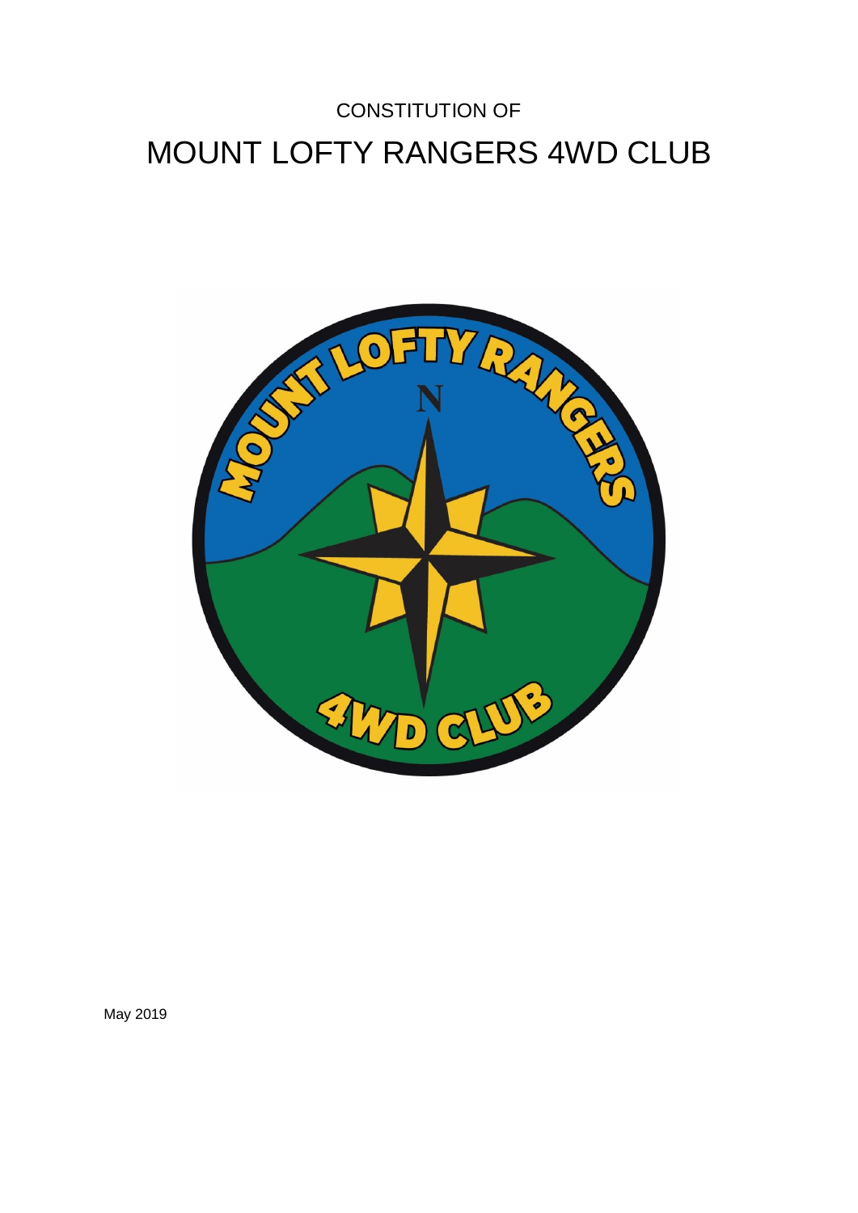CONSTITUTION OF

# MOUNT LOFTY RANGERS 4WD CLUB

May 2019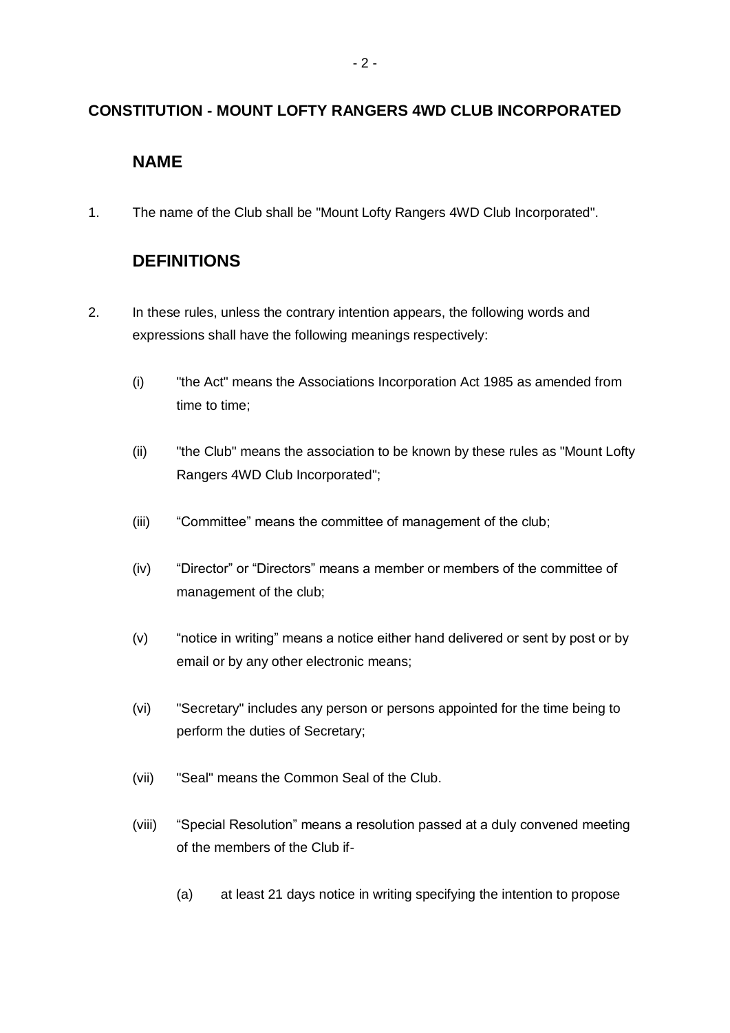**CONSTITUTION - MOUNT LOFTY RANGERS 4WD CLUB INCORPORATED**

## NAME

1. The name of the Club shall be "Mount Lofty Rangers 4WD Club Incorporated".

## DEFINITIONS

2. In these rules, unless the contrary intention appears, the following words and expressions shall have the following meanings respectively:

   (i) "the Act" means the Associations Incorporation Act 1985 as amended from time to time;

   (ii) "the Club" means the association to be known by these rules as "Mount Lofty Rangers 4WD Club Incorporated";

   (iii) “Committee” means the committee of management of the club;

   (iv) “Director” or “Directors” means a member or members of the committee of management of the club;

   (v) “notice in writing” means a notice either hand delivered or sent by post or by email or by any other electronic means;

   (vi) "Secretary" includes any person or persons appointed for the time being to perform the duties of Secretary;

   (vii) "Seal" means the Common Seal of the Club.

   (viii) “Special Resolution” means a resolution passed at a duly convened meeting of the members of the Club if-

      (a) at least 21 days notice in writing specifying the intention to propose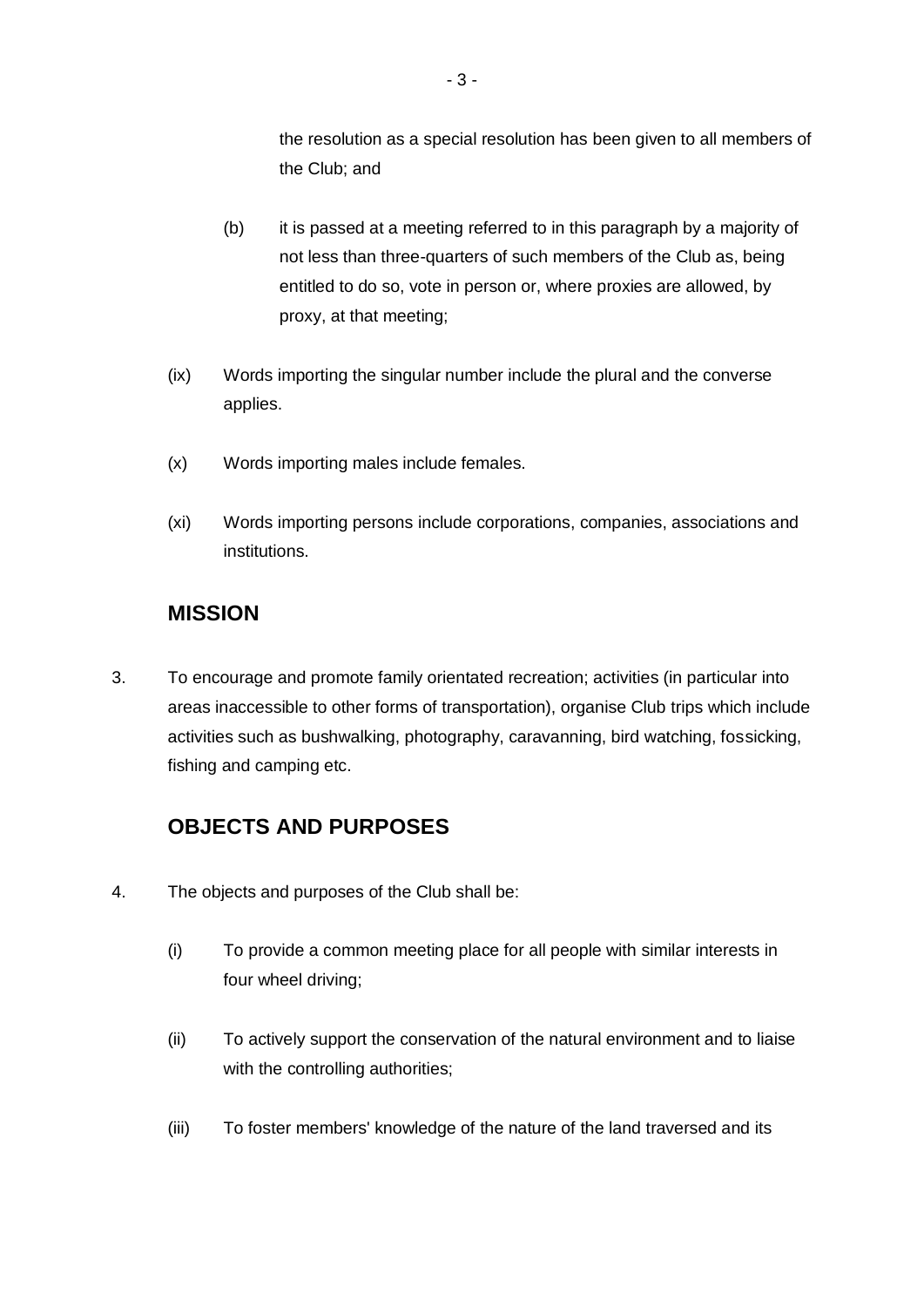the resolution as a special resolution has been given to all members of the Club; and

(b) it is passed at a meeting referred to in this paragraph by a majority of not less than three-quarters of such members of the Club as, being entitled to do so, vote in person or, where proxies are allowed, by proxy, at that meeting;

(ix) Words importing the singular number include the plural and the converse applies.

(x) Words importing males include females.

(xi) Words importing persons include corporations, companies, associations and institutions.

## MISSION

3. To encourage and promote family orientated recreation; activities (in particular into areas inaccessible to other forms of transportation), organise Club trips which include activities such as bushwalking, photography, caravanning, bird watching, fossicking, fishing and camping etc.

## OBJECTS AND PURPOSES

4. The objects and purposes of the Club shall be:

(i) To provide a common meeting place for all people with similar interests in four wheel driving;

(ii) To actively support the conservation of the natural environment and to liaise with the controlling authorities;

(iii) To foster members' knowledge of the nature of the land traversed and its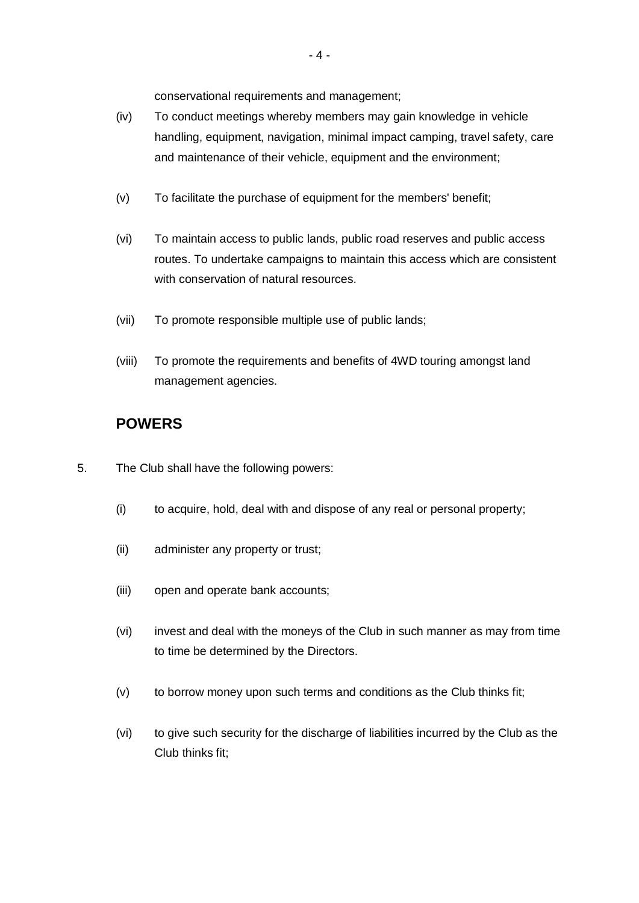conservational requirements and management;

(iv) To conduct meetings whereby members may gain knowledge in vehicle handling, equipment, navigation, minimal impact camping, travel safety, care and maintenance of their vehicle, equipment and the environment;

(v) To facilitate the purchase of equipment for the members' benefit;

(vi) To maintain access to public lands, public road reserves and public access routes. To undertake campaigns to maintain this access which are consistent with conservation of natural resources.

(vii) To promote responsible multiple use of public lands;

(viii) To promote the requirements and benefits of 4WD touring amongst land management agencies.

## POWERS

5. The Club shall have the following powers:

(i) to acquire, hold, deal with and dispose of any real or personal property;

(ii) administer any property or trust;

(iii) open and operate bank accounts;

(vi) invest and deal with the moneys of the Club in such manner as may from time to time be determined by the Directors.

(v) to borrow money upon such terms and conditions as the Club thinks fit;

(vi) to give such security for the discharge of liabilities incurred by the Club as the Club thinks fit;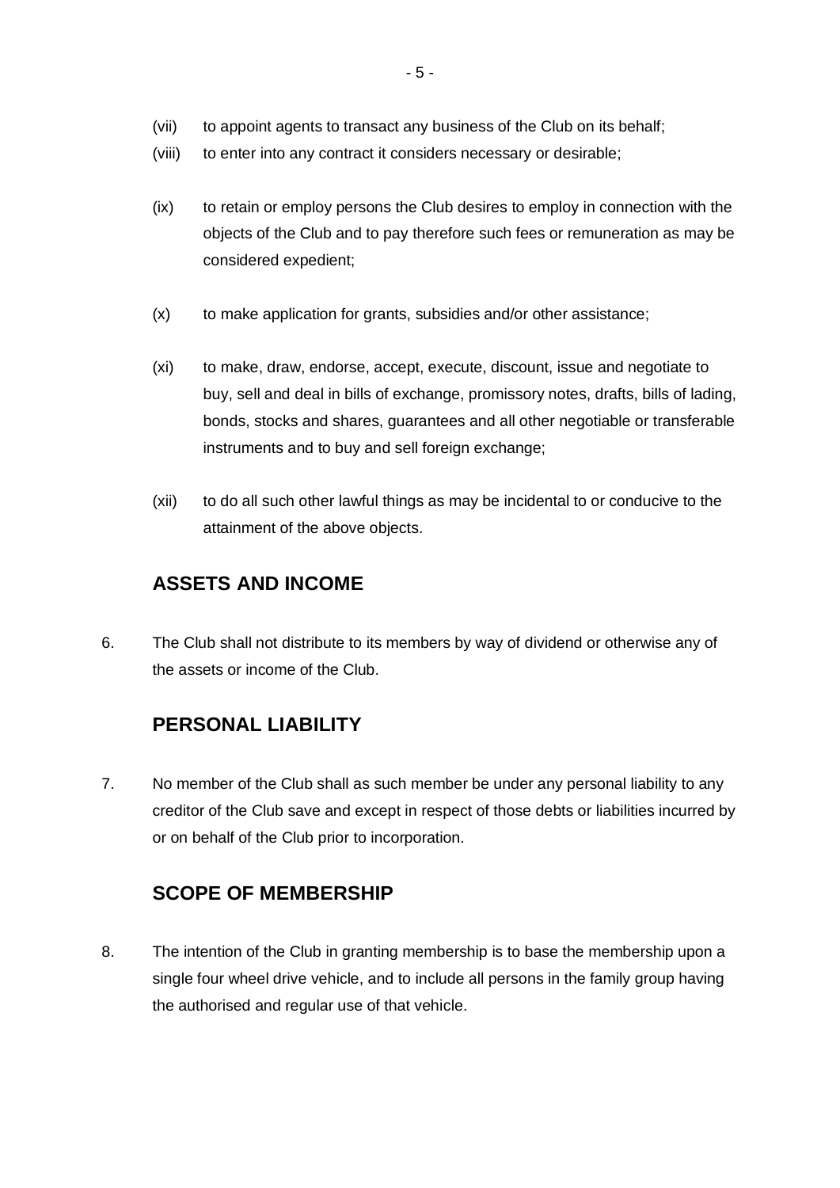(vii) to appoint agents to transact any business of the Club on its behalf;

(viii) to enter into any contract it considers necessary or desirable;

(ix) to retain or employ persons the Club desires to employ in connection with the objects of the Club and to pay therefore such fees or remuneration as may be considered expedient;

(x) to make application for grants, subsidies and/or other assistance;

(xi) to make, draw, endorse, accept, execute, discount, issue and negotiate to buy, sell and deal in bills of exchange, promissory notes, drafts, bills of lading, bonds, stocks and shares, guarantees and all other negotiable or transferable instruments and to buy and sell foreign exchange;

(xii) to do all such other lawful things as may be incidental to or conducive to the attainment of the above objects.

## ASSETS AND INCOME

6. The Club shall not distribute to its members by way of dividend or otherwise any of the assets or income of the Club.

## PERSONAL LIABILITY

7. No member of the Club shall as such member be under any personal liability to any creditor of the Club save and except in respect of those debts or liabilities incurred by or on behalf of the Club prior to incorporation.

## SCOPE OF MEMBERSHIP

8. The intention of the Club in granting membership is to base the membership upon a single four wheel drive vehicle, and to include all persons in the family group having the authorised and regular use of that vehicle.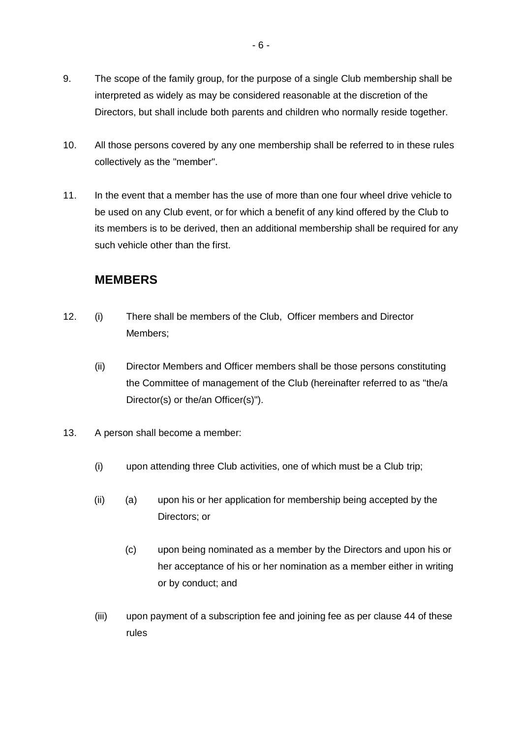9. The scope of the family group, for the purpose of a single Club membership shall be interpreted as widely as may be considered reasonable at the discretion of the Directors, but shall include both parents and children who normally reside together.

10. All those persons covered by any one membership shall be referred to in these rules collectively as the "member".

11. In the event that a member has the use of more than one four wheel drive vehicle to be used on any Club event, or for which a benefit of any kind offered by the Club to its members is to be derived, then an additional membership shall be required for any such vehicle other than the first.

## MEMBERS

12. (i) There shall be members of the Club, Officer members and Director Members;

    (ii) Director Members and Officer members shall be those persons constituting the Committee of management of the Club (hereinafter referred to as "the/a Director(s) or the/an Officer(s)").

13. A person shall become a member:

    (i) upon attending three Club activities, one of which must be a Club trip;

    (ii) (a) upon his or her application for membership being accepted by the Directors; or

    (c) upon being nominated as a member by the Directors and upon his or her acceptance of his or her nomination as a member either in writing or by conduct; and

    (iii) upon payment of a subscription fee and joining fee as per clause 44 of these rules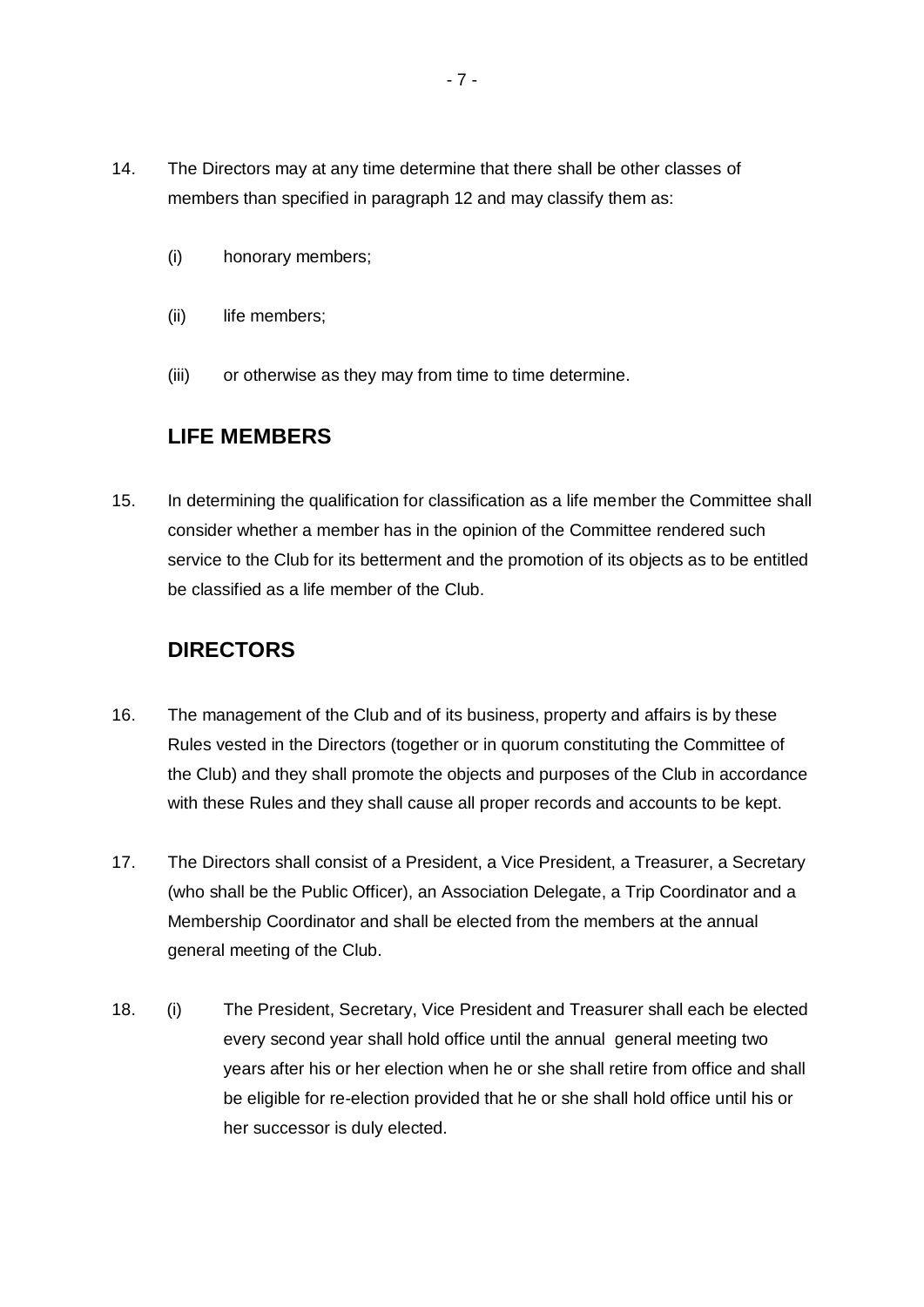14. The Directors may at any time determine that there shall be other classes of members than specified in paragraph 12 and may classify them as:

    (i) honorary members;

    (ii) life members;

    (iii) or otherwise as they may from time to time determine.

## LIFE MEMBERS

15. In determining the qualification for classification as a life member the Committee shall consider whether a member has in the opinion of the Committee rendered such service to the Club for its betterment and the promotion of its objects as to be entitled be classified as a life member of the Club.

## DIRECTORS

16. The management of the Club and of its business, property and affairs is by these Rules vested in the Directors (together or in quorum constituting the Committee of the Club) and they shall promote the objects and purposes of the Club in accordance with these Rules and they shall cause all proper records and accounts to be kept.

17. The Directors shall consist of a President, a Vice President, a Treasurer, a Secretary (who shall be the Public Officer), an Association Delegate, a Trip Coordinator and a Membership Coordinator and shall be elected from the members at the annual general meeting of the Club.

18. (i) The President, Secretary, Vice President and Treasurer shall each be elected every second year shall hold office until the annual general meeting two years after his or her election when he or she shall retire from office and shall be eligible for re-election provided that he or she shall hold office until his or her successor is duly elected.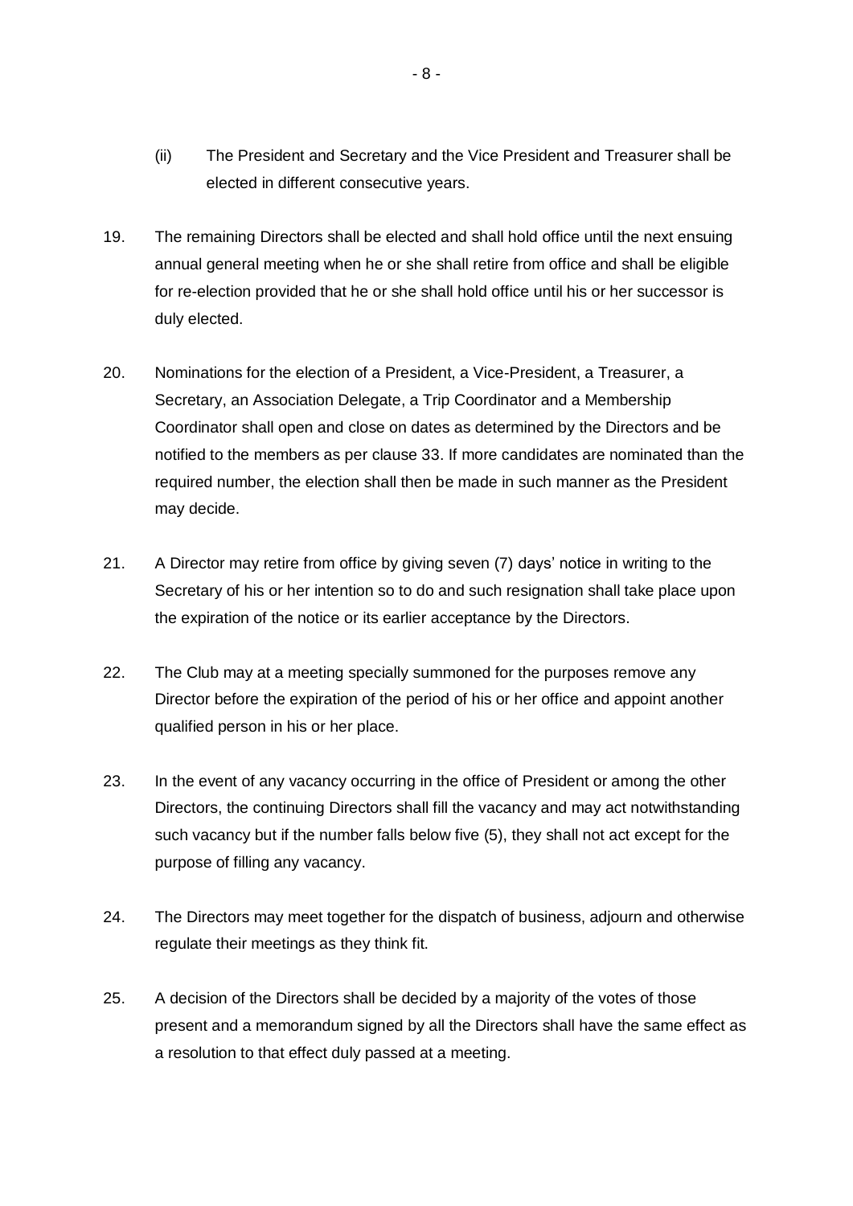(ii) The President and Secretary and the Vice President and Treasurer shall be elected in different consecutive years.

19. The remaining Directors shall be elected and shall hold office until the next ensuing annual general meeting when he or she shall retire from office and shall be eligible for re-election provided that he or she shall hold office until his or her successor is duly elected.

20. Nominations for the election of a President, a Vice-President, a Treasurer, a Secretary, an Association Delegate, a Trip Coordinator and a Membership Coordinator shall open and close on dates as determined by the Directors and be notified to the members as per clause 33. If more candidates are nominated than the required number, the election shall then be made in such manner as the President may decide.

21. A Director may retire from office by giving seven (7) days' notice in writing to the Secretary of his or her intention so to do and such resignation shall take place upon the expiration of the notice or its earlier acceptance by the Directors.

22. The Club may at a meeting specially summoned for the purposes remove any Director before the expiration of the period of his or her office and appoint another qualified person in his or her place.

23. In the event of any vacancy occurring in the office of President or among the other Directors, the continuing Directors shall fill the vacancy and may act notwithstanding such vacancy but if the number falls below five (5), they shall not act except for the purpose of filling any vacancy.

24. The Directors may meet together for the dispatch of business, adjourn and otherwise regulate their meetings as they think fit.

25. A decision of the Directors shall be decided by a majority of the votes of those present and a memorandum signed by all the Directors shall have the same effect as a resolution to that effect duly passed at a meeting.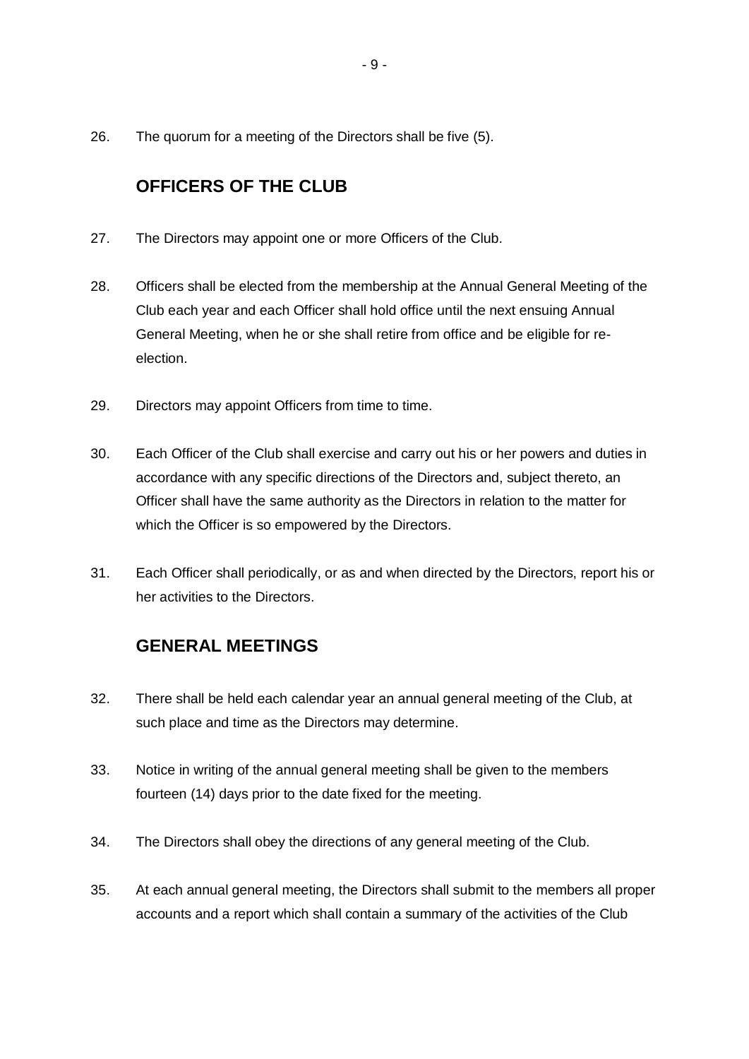26. The quorum for a meeting of the Directors shall be five (5).

## OFFICERS OF THE CLUB

27. The Directors may appoint one or more Officers of the Club.

28. Officers shall be elected from the membership at the Annual General Meeting of the Club each year and each Officer shall hold office until the next ensuing Annual General Meeting, when he or she shall retire from office and be eligible for re-election.

29. Directors may appoint Officers from time to time.

30. Each Officer of the Club shall exercise and carry out his or her powers and duties in accordance with any specific directions of the Directors and, subject thereto, an Officer shall have the same authority as the Directors in relation to the matter for which the Officer is so empowered by the Directors.

31. Each Officer shall periodically, or as and when directed by the Directors, report his or her activities to the Directors.

## GENERAL MEETINGS

32. There shall be held each calendar year an annual general meeting of the Club, at such place and time as the Directors may determine.

33. Notice in writing of the annual general meeting shall be given to the members fourteen (14) days prior to the date fixed for the meeting.

34. The Directors shall obey the directions of any general meeting of the Club.

35. At each annual general meeting, the Directors shall submit to the members all proper accounts and a report which shall contain a summary of the activities of the Club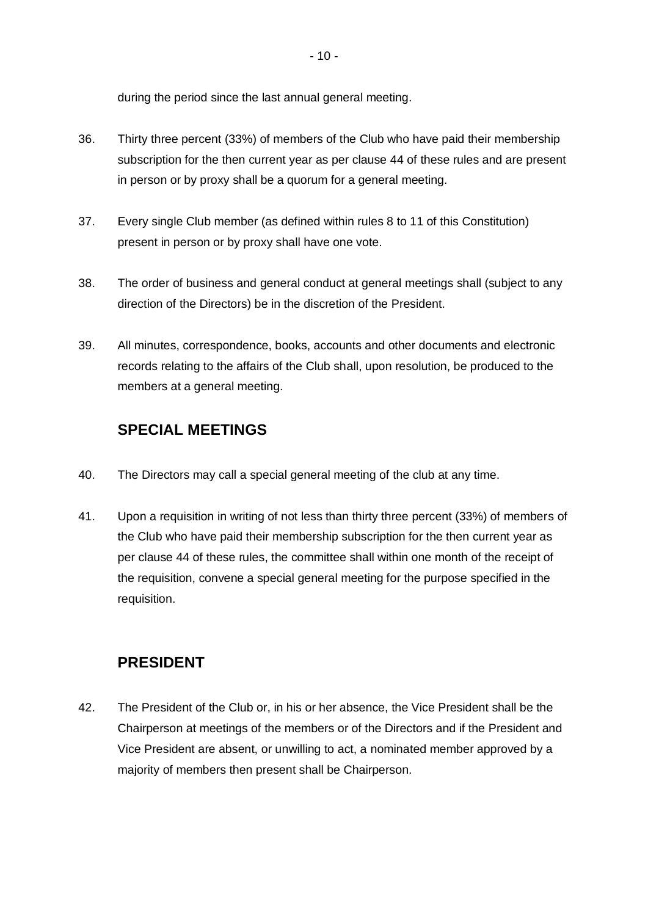during the period since the last annual general meeting.

36. Thirty three percent (33%) of members of the Club who have paid their membership subscription for the then current year as per clause 44 of these rules and are present in person or by proxy shall be a quorum for a general meeting.

37. Every single Club member (as defined within rules 8 to 11 of this Constitution) present in person or by proxy shall have one vote.

38. The order of business and general conduct at general meetings shall (subject to any direction of the Directors) be in the discretion of the President.

39. All minutes, correspondence, books, accounts and other documents and electronic records relating to the affairs of the Club shall, upon resolution, be produced to the members at a general meeting.

## SPECIAL MEETINGS

40. The Directors may call a special general meeting of the club at any time.

41. Upon a requisition in writing of not less than thirty three percent (33%) of members of the Club who have paid their membership subscription for the then current year as per clause 44 of these rules, the committee shall within one month of the receipt of the requisition, convene a special general meeting for the purpose specified in the requisition.

## PRESIDENT

42. The President of the Club or, in his or her absence, the Vice President shall be the Chairperson at meetings of the members or of the Directors and if the President and Vice President are absent, or unwilling to act, a nominated member approved by a majority of members then present shall be Chairperson.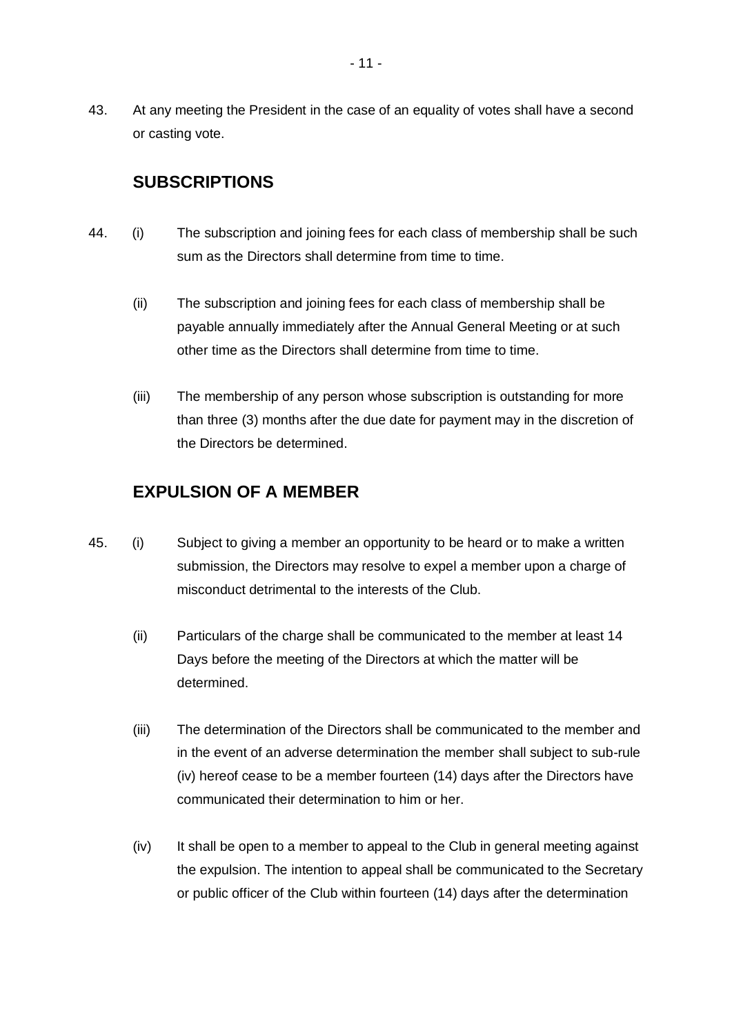43. At any meeting the President in the case of an equality of votes shall have a second or casting vote.

## SUBSCRIPTIONS

44. (i) The subscription and joining fees for each class of membership shall be such sum as the Directors shall determine from time to time.

    (ii) The subscription and joining fees for each class of membership shall be payable annually immediately after the Annual General Meeting or at such other time as the Directors shall determine from time to time.

    (iii) The membership of any person whose subscription is outstanding for more than three (3) months after the due date for payment may in the discretion of the Directors be determined.

## EXPULSION OF A MEMBER

45. (i) Subject to giving a member an opportunity to be heard or to make a written submission, the Directors may resolve to expel a member upon a charge of misconduct detrimental to the interests of the Club.

    (ii) Particulars of the charge shall be communicated to the member at least 14 Days before the meeting of the Directors at which the matter will be determined.

    (iii) The determination of the Directors shall be communicated to the member and in the event of an adverse determination the member shall subject to sub-rule (iv) hereof cease to be a member fourteen (14) days after the Directors have communicated their determination to him or her.

    (iv) It shall be open to a member to appeal to the Club in general meeting against the expulsion. The intention to appeal shall be communicated to the Secretary or public officer of the Club within fourteen (14) days after the determination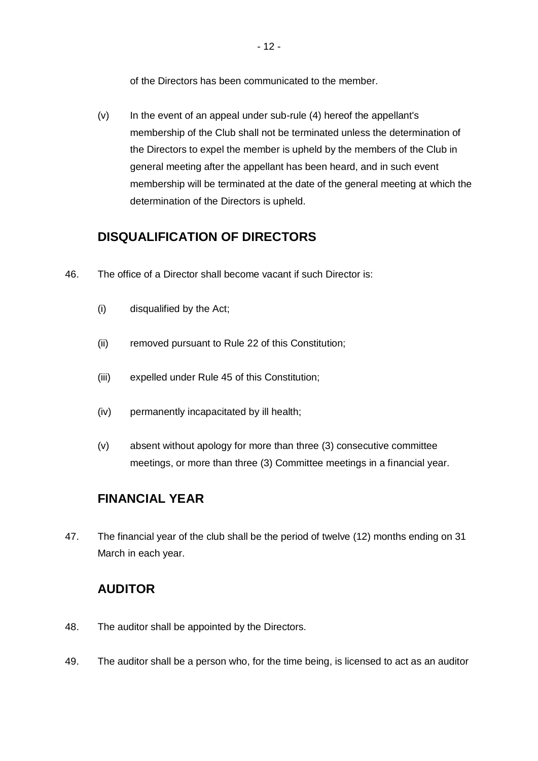of the Directors has been communicated to the member.

(v) In the event of an appeal under sub-rule (4) hereof the appellant's membership of the Club shall not be terminated unless the determination of the Directors to expel the member is upheld by the members of the Club in general meeting after the appellant has been heard, and in such event membership will be terminated at the date of the general meeting at which the determination of the Directors is upheld.

## DISQUALIFICATION OF DIRECTORS

46. The office of a Director shall become vacant if such Director is:

(i) disqualified by the Act;

(ii) removed pursuant to Rule 22 of this Constitution;

(iii) expelled under Rule 45 of this Constitution;

(iv) permanently incapacitated by ill health;

(v) absent without apology for more than three (3) consecutive committee meetings, or more than three (3) Committee meetings in a financial year.

## FINANCIAL YEAR

47. The financial year of the club shall be the period of twelve (12) months ending on 31 March in each year.

## AUDITOR

48. The auditor shall be appointed by the Directors.

49. The auditor shall be a person who, for the time being, is licensed to act as an auditor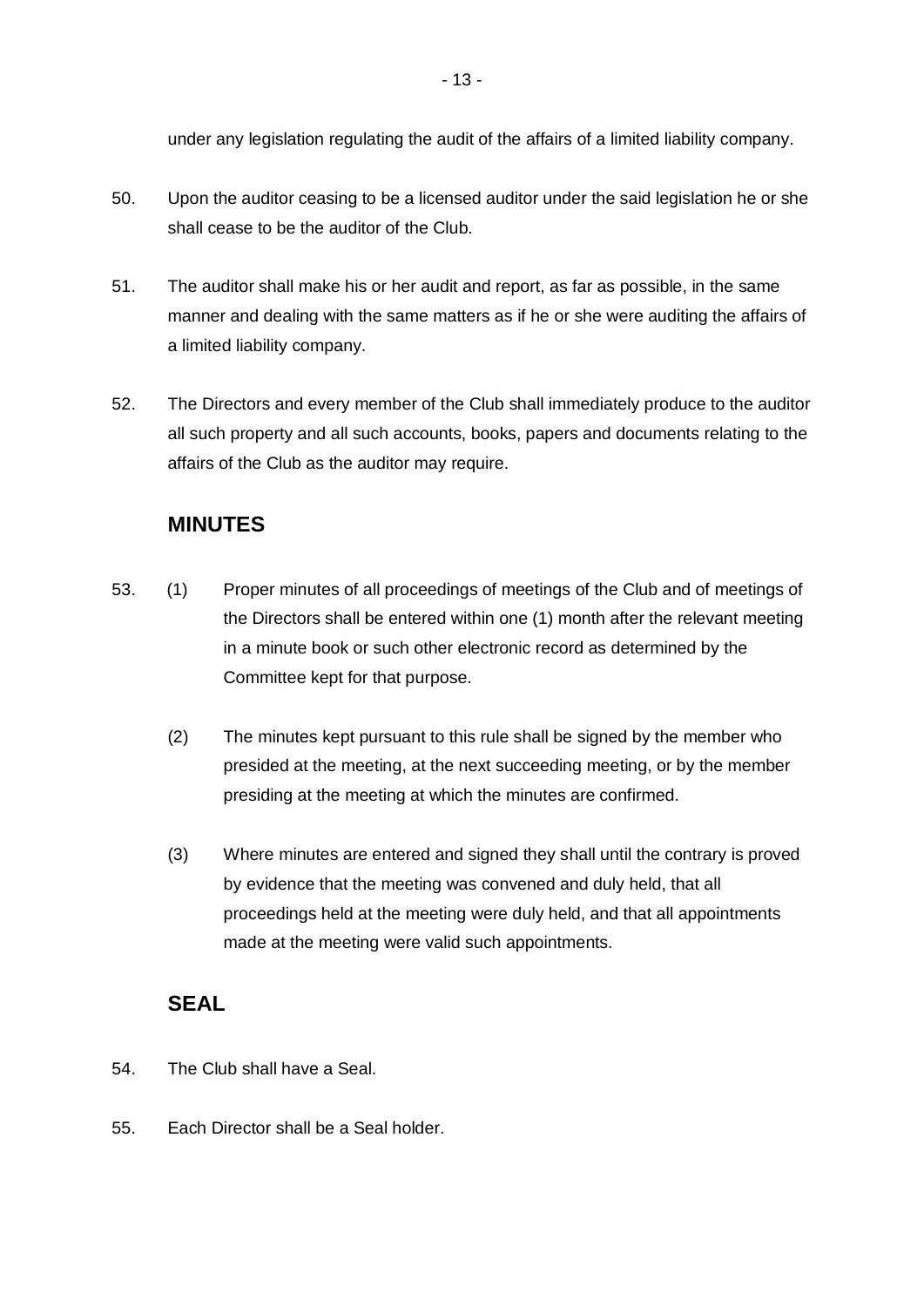under any legislation regulating the audit of the affairs of a limited liability company.

50. Upon the auditor ceasing to be a licensed auditor under the said legislation he or she shall cease to be the auditor of the Club.

51. The auditor shall make his or her audit and report, as far as possible, in the same manner and dealing with the same matters as if he or she were auditing the affairs of a limited liability company.

52. The Directors and every member of the Club shall immediately produce to the auditor all such property and all such accounts, books, papers and documents relating to the affairs of the Club as the auditor may require.

## MINUTES

53. (1) Proper minutes of all proceedings of meetings of the Club and of meetings of the Directors shall be entered within one (1) month after the relevant meeting in a minute book or such other electronic record as determined by the Committee kept for that purpose.

    (2) The minutes kept pursuant to this rule shall be signed by the member who presided at the meeting, at the next succeeding meeting, or by the member presiding at the meeting at which the minutes are confirmed.

    (3) Where minutes are entered and signed they shall until the contrary is proved by evidence that the meeting was convened and duly held, that all proceedings held at the meeting were duly held, and that all appointments made at the meeting were valid such appointments.

## SEAL

54. The Club shall have a Seal.

55. Each Director shall be a Seal holder.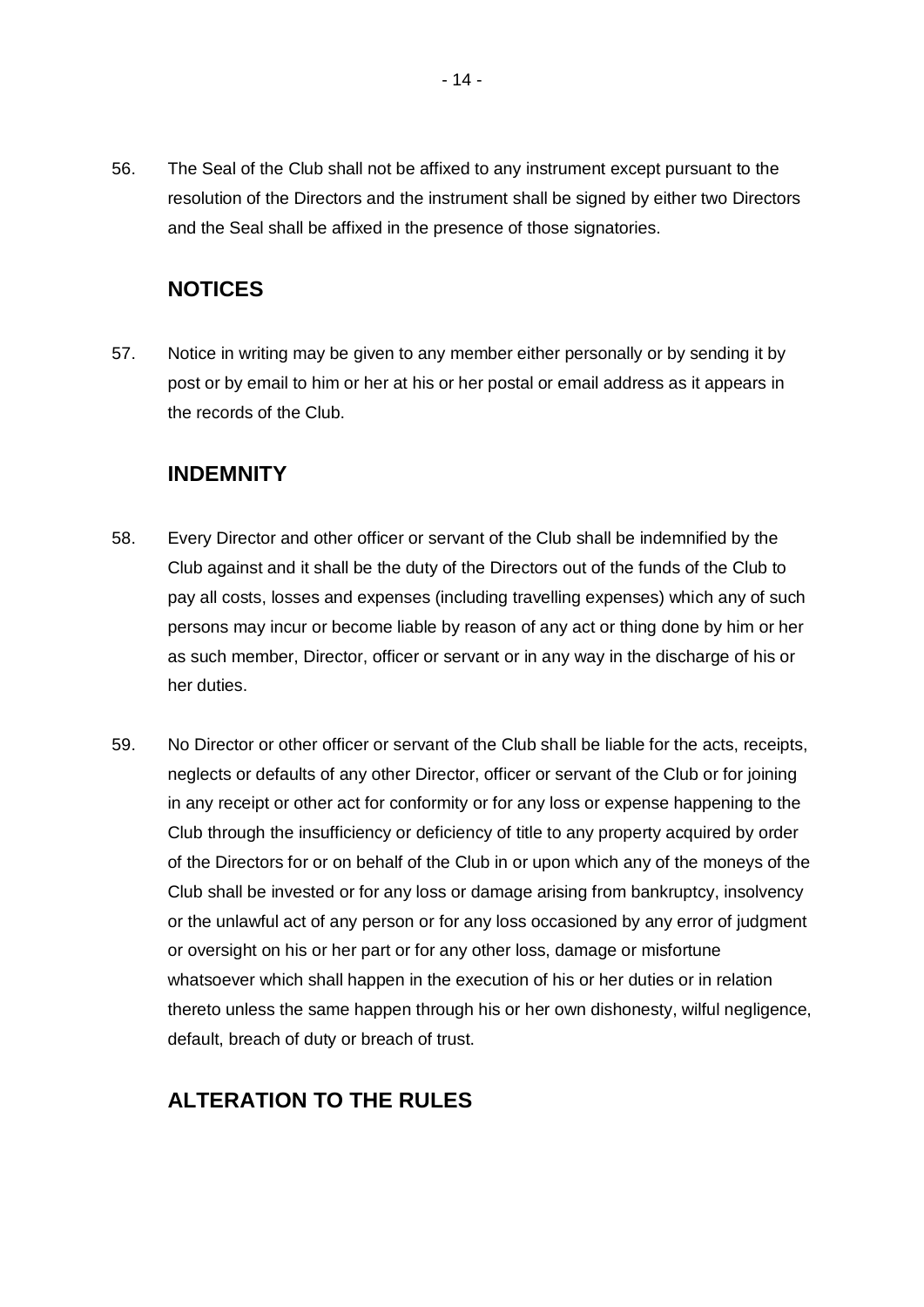56. The Seal of the Club shall not be affixed to any instrument except pursuant to the resolution of the Directors and the instrument shall be signed by either two Directors and the Seal shall be affixed in the presence of those signatories.

## NOTICES

57. Notice in writing may be given to any member either personally or by sending it by post or by email to him or her at his or her postal or email address as it appears in the records of the Club.

## INDEMNITY

58. Every Director and other officer or servant of the Club shall be indemnified by the Club against and it shall be the duty of the Directors out of the funds of the Club to pay all costs, losses and expenses (including travelling expenses) which any of such persons may incur or become liable by reason of any act or thing done by him or her as such member, Director, officer or servant or in any way in the discharge of his or her duties.

59. No Director or other officer or servant of the Club shall be liable for the acts, receipts, neglects or defaults of any other Director, officer or servant of the Club or for joining in any receipt or other act for conformity or for any loss or expense happening to the Club through the insufficiency or deficiency of title to any property acquired by order of the Directors for or on behalf of the Club in or upon which any of the moneys of the Club shall be invested or for any loss or damage arising from bankruptcy, insolvency or the unlawful act of any person or for any loss occasioned by any error of judgment or oversight on his or her part or for any other loss, damage or misfortune whatsoever which shall happen in the execution of his or her duties or in relation thereto unless the same happen through his or her own dishonesty, wilful negligence, default, breach of duty or breach of trust.

## ALTERATION TO THE RULES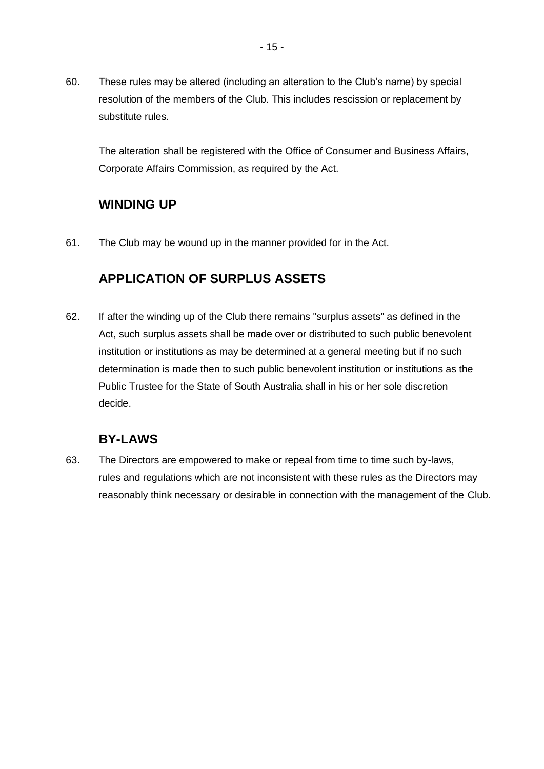60. These rules may be altered (including an alteration to the Club's name) by special resolution of the members of the Club. This includes rescission or replacement by substitute rules.

    The alteration shall be registered with the Office of Consumer and Business Affairs, Corporate Affairs Commission, as required by the Act.

## WINDING UP

61. The Club may be wound up in the manner provided for in the Act.

## APPLICATION OF SURPLUS ASSETS

62. If after the winding up of the Club there remains "surplus assets" as defined in the Act, such surplus assets shall be made over or distributed to such public benevolent institution or institutions as may be determined at a general meeting but if no such determination is made then to such public benevolent institution or institutions as the Public Trustee for the State of South Australia shall in his or her sole discretion decide.

## BY-LAWS

63. The Directors are empowered to make or repeal from time to time such by-laws, rules and regulations which are not inconsistent with these rules as the Directors may reasonably think necessary or desirable in connection with the management of the Club.